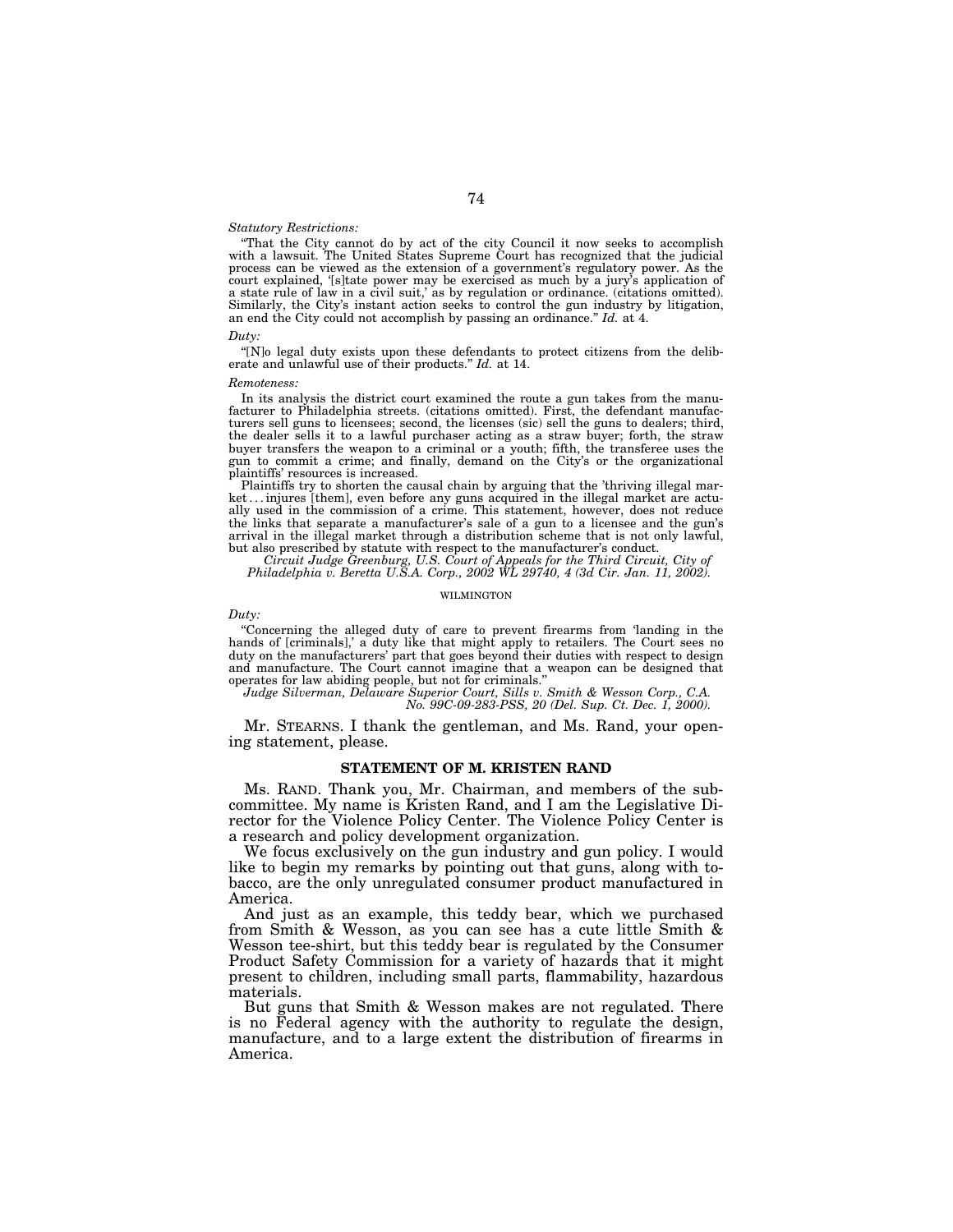*Statutory Restrictions:*

"That the City cannot do by act of the city Council it now seeks to accomplish with a lawsuit. The United States Supreme Court has recognized that the judicial process can be viewed as the extension of a government's regulatory power. As the court explained, '[s]tate power may be exercised as much by a jury's application of a state rule of law in a civil suit,' as by regulation or ordinance. (citations omitted). Similarly, the City's instant action seeks to control the gun industry by litigation, an end the City could not accomplish by passing an ordinance." *Id.* at 4.

*Duty:*

"[N]o legal duty exists upon these defendants to protect citizens from the deliberate and unlawful use of their products." *Id.* at 14.

*Remoteness:*

In its analysis the district court examined the route a gun takes from the manufacturer to Philadelphia streets. (citations omitted). First, the defendant manufacturers sell guns to licensees; second, the licenses (sic) sell the guns to dealers; third, the dealer sells it to a lawful purchaser acting as a straw buyer; forth, the straw buyer transfers the weapon to a criminal or a youth; fifth, the transferee uses the gun to commit a crime; and finally, demand on the City's or the organizational plaintiffs' resources is increased.

Plaintiffs try to shorten the causal chain by arguing that the 'thriving illegal market . . . injures [them], even before any guns acquired in the illegal market are actually used in the commission of a crime. This statement, however, does not reduce the links that separate a manufacturer's sale of a gun to a licensee and the gun's arrival in the illegal market through a distribution scheme that is not only lawful, but also prescribed by statute with respect to the manufacturer's conduct.

*Circuit Judge Greenburg, U.S. Court of Appeals for the Third Circuit, City of Philadelphia v. Beretta U.S.A. Corp., 2002 WL 29740, 4 (3d Cir. Jan. 11, 2002).*

WILMINGTON

*Duty:*

"Concerning the alleged duty of care to prevent firearms from 'landing in the hands of [criminals],' a duty like that might apply to retailers. The Court sees no duty on the manufacturers' part that goes beyond their duties with respect to design and manufacture. The Court cannot imagine that a weapon can be designed that operates for law abiding people, but not for criminals."

*Judge Silverman, Delaware Superior Court, Sills v. Smith & Wesson Corp., C.A. No. 99C-09-283-PSS, 20 (Del. Sup. Ct. Dec. 1, 2000).*

Mr. STEARNS. I thank the gentleman, and Ms. Rand, your opening statement, please.

## STATEMENT OF M. KRISTEN RAND

Ms. RAND. Thank you, Mr. Chairman, and members of the subcommittee. My name is Kristen Rand, and I am the Legislative Director for the Violence Policy Center. The Violence Policy Center is a research and policy development organization.

We focus exclusively on the gun industry and gun policy. I would like to begin my remarks by pointing out that guns, along with tobacco, are the only unregulated consumer product manufactured in America.

And just as an example, this teddy bear, which we purchased from Smith & Wesson, as you can see has a cute little Smith & Wesson tee-shirt, but this teddy bear is regulated by the Consumer Product Safety Commission for a variety of hazards that it might present to children, including small parts, flammability, hazardous materials.

But guns that Smith & Wesson makes are not regulated. There is no Federal agency with the authority to regulate the design, manufacture, and to a large extent the distribution of firearms in America.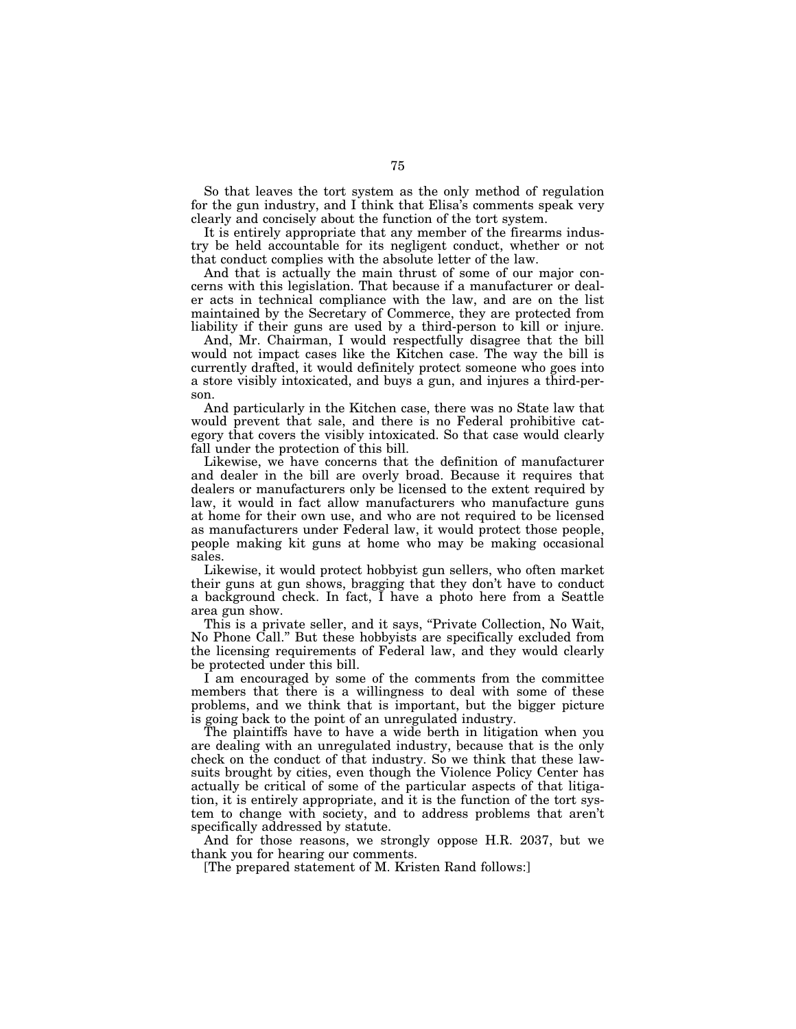So that leaves the tort system as the only method of regulation for the gun industry, and I think that Elisa's comments speak very clearly and concisely about the function of the tort system.

It is entirely appropriate that any member of the firearms industry be held accountable for its negligent conduct, whether or not that conduct complies with the absolute letter of the law.

And that is actually the main thrust of some of our major concerns with this legislation. That because if a manufacturer or dealer acts in technical compliance with the law, and are on the list maintained by the Secretary of Commerce, they are protected from liability if their guns are used by a third-person to kill or injure.

And, Mr. Chairman, I would respectfully disagree that the bill would not impact cases like the Kitchen case. The way the bill is currently drafted, it would definitely protect someone who goes into a store visibly intoxicated, and buys a gun, and injures a third-person.

And particularly in the Kitchen case, there was no State law that would prevent that sale, and there is no Federal prohibitive category that covers the visibly intoxicated. So that case would clearly fall under the protection of this bill.

Likewise, we have concerns that the definition of manufacturer and dealer in the bill are overly broad. Because it requires that dealers or manufacturers only be licensed to the extent required by law, it would in fact allow manufacturers who manufacture guns at home for their own use, and who are not required to be licensed as manufacturers under Federal law, it would protect those people, people making kit guns at home who may be making occasional sales.

Likewise, it would protect hobbyist gun sellers, who often market their guns at gun shows, bragging that they don't have to conduct a background check. In fact, I have a photo here from a Seattle area gun show.

This is a private seller, and it says, "Private Collection, No Wait, No Phone Call." But these hobbyists are specifically excluded from the licensing requirements of Federal law, and they would clearly be protected under this bill.

I am encouraged by some of the comments from the committee members that there is a willingness to deal with some of these problems, and we think that is important, but the bigger picture is going back to the point of an unregulated industry.

The plaintiffs have to have a wide berth in litigation when you are dealing with an unregulated industry, because that is the only check on the conduct of that industry. So we think that these lawsuits brought by cities, even though the Violence Policy Center has actually be critical of some of the particular aspects of that litigation, it is entirely appropriate, and it is the function of the tort system to change with society, and to address problems that aren't specifically addressed by statute.

And for those reasons, we strongly oppose H.R. 2037, but we thank you for hearing our comments.

[The prepared statement of M. Kristen Rand follows:]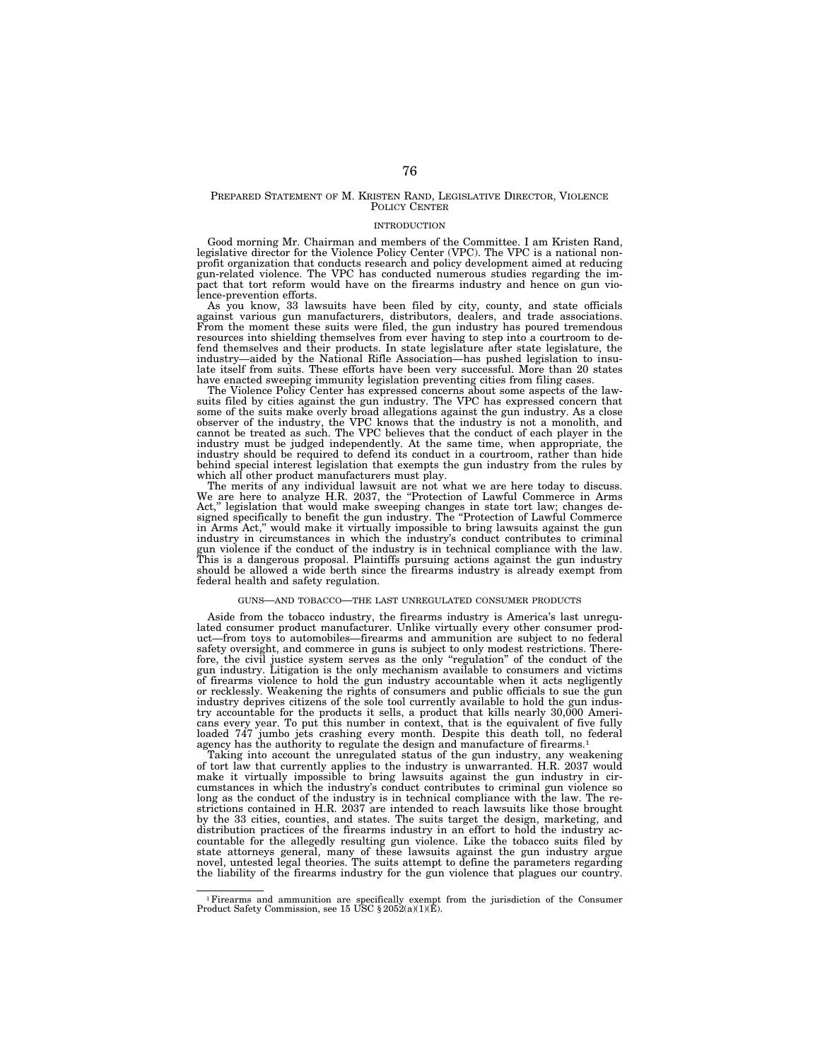## PREPARED STATEMENT OF M. KRISTEN RAND, LEGISLATIVE DIRECTOR, VIOLENCE POLICY CENTER

### INTRODUCTION

Good morning Mr. Chairman and members of the Committee. I am Kristen Rand, legislative director for the Violence Policy Center (VPC). The VPC is a national non-profit organization that conducts research and policy development aimed at reducing gun-related violence. The VPC has conducted numerous studies regarding the impact that tort reform would have on the firearms industry and hence on gun violence-prevention efforts.

As you know, 33 lawsuits have been filed by city, county, and state officials against various gun manufacturers, distributors, dealers, and trade associations. From the moment these suits were filed, the gun industry has poured tremendous resources into shielding themselves from ever having to step into a courtroom to defend themselves and their products. In state legislature after state legislature, the industry—aided by the National Rifle Association—has pushed legislation to insulate itself from suits. These efforts have been very successful. More than 20 states have enacted sweeping immunity legislation preventing cities from filing cases.

The Violence Policy Center has expressed concerns about some aspects of the lawsuits filed by cities against the gun industry. The VPC has expressed concern that some of the suits make overly broad allegations against the gun industry. As a close observer of the industry, the VPC knows that the industry is not a monolith, and cannot be treated as such. The VPC believes that the conduct of each player in the industry must be judged independently. At the same time, when appropriate, the industry should be required to defend its conduct in a courtroom, rather than hide behind special interest legislation that exempts the gun industry from the rules by which all other product manufacturers must play.

The merits of any individual lawsuit are not what we are here today to discuss. We are here to analyze H.R. 2037, the "Protection of Lawful Commerce in Arms Act," legislation that would make sweeping changes in state tort law; changes designed specifically to benefit the gun industry. The "Protection of Lawful Commerce in Arms Act," would make it virtually impossible to bring lawsuits against the gun industry in circumstances in which the industry's conduct contributes to criminal gun violence if the conduct of the industry is in technical compliance with the law. This is a dangerous proposal. Plaintiffs pursuing actions against the gun industry should be allowed a wide berth since the firearms industry is already exempt from federal health and safety regulation.

### GUNS—AND TOBACCO—THE LAST UNREGULATED CONSUMER PRODUCTS

Aside from the tobacco industry, the firearms industry is America's last unregulated consumer product manufacturer. Unlike virtually every other consumer product—from toys to automobiles—firearms and ammunition are subject to no federal safety oversight, and commerce in guns is subject to only modest restrictions. Therefore, the civil justice system serves as the only "regulation" of the conduct of the gun industry. Litigation is the only mechanism available to consumers and victims of firearms violence to hold the gun industry accountable when it acts negligently or recklessly. Weakening the rights of consumers and public officials to sue the gun industry deprives citizens of the sole tool currently available to hold the gun industry accountable for the products it sells, a product that kills nearly 30,000 Americans every year. To put this number in context, that is the equivalent of five fully loaded 747 jumbo jets crashing every month. Despite this death toll, no federal agency has the authority to regulate the design and manufacture of firearms.[1]

Taking into account the unregulated status of the gun industry, any weakening of tort law that currently applies to the industry is unwarranted. H.R. 2037 would make it virtually impossible to bring lawsuits against the gun industry in circumstances in which the industry's conduct contributes to criminal gun violence so long as the conduct of the industry is in technical compliance with the law. The restrictions contained in H.R. 2037 are intended to reach lawsuits like those brought by the 33 cities, counties, and states. The suits target the design, marketing, and distribution practices of the firearms industry in an effort to hold the industry accountable for the allegedly resulting gun violence. Like the tobacco suits filed by state attorneys general, many of these lawsuits against the gun industry argue novel, untested legal theories. The suits attempt to define the parameters regarding the liability of the firearms industry for the gun violence that plagues our country.

---

[1] Firearms and ammunition are specifically exempt from the jurisdiction of the Consumer Product Safety Commission, see 15 USC § 2052(a)(1)(E).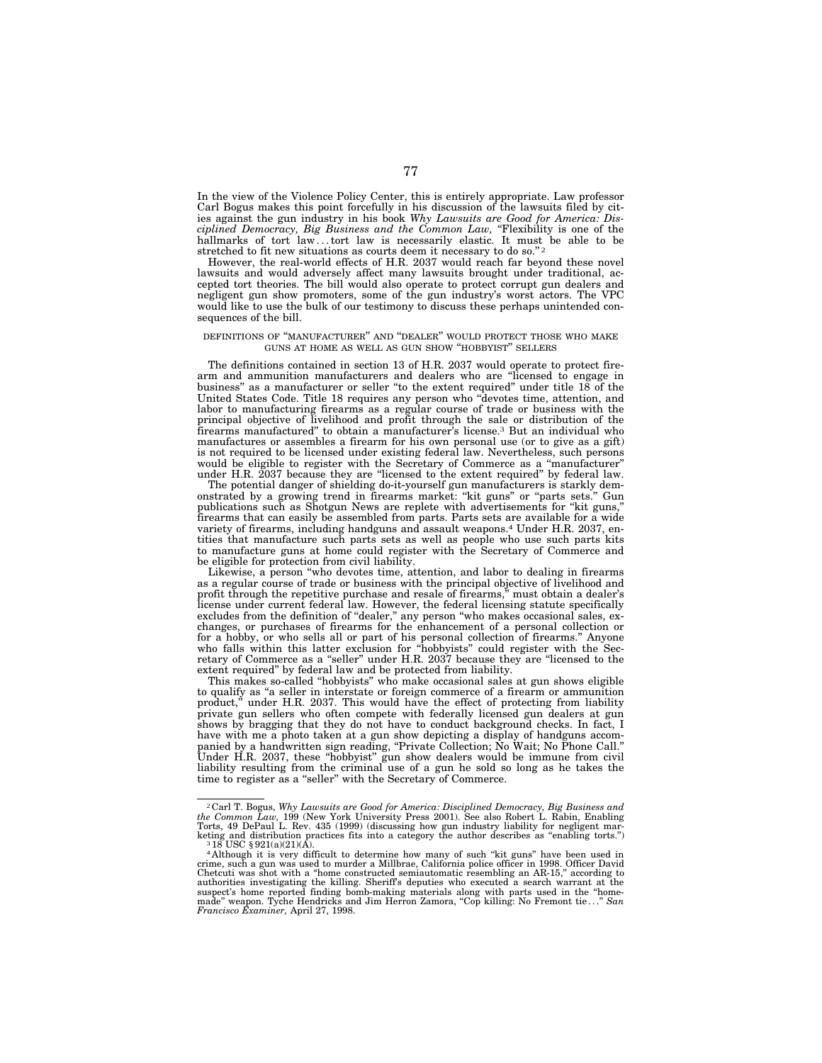In the view of the Violence Policy Center, this is entirely appropriate. Law professor Carl Bogus makes this point forcefully in his discussion of the lawsuits filed by cities against the gun industry in his book *Why Lawsuits are Good for America: Disciplined Democracy, Big Business and the Common Law,* "Flexibility is one of the hallmarks of tort law . . . tort law is necessarily elastic. It must be able to be stretched to fit new situations as courts deem it necessary to do so."[2]

However, the real-world effects of H.R. 2037 would reach far beyond these novel lawsuits and would adversely affect many lawsuits brought under traditional, accepted tort theories. The bill would also operate to protect corrupt gun dealers and negligent gun show promoters, some of the gun industry's worst actors. The VPC would like to use the bulk of our testimony to discuss these perhaps unintended consequences of the bill.

DEFINITIONS OF "MANUFACTURER" AND "DEALER" WOULD PROTECT THOSE WHO MAKE GUNS AT HOME AS WELL AS GUN SHOW "HOBBYIST" SELLERS

The definitions contained in section 13 of H.R. 2037 would operate to protect firearm and ammunition manufacturers and dealers who are "licensed to engage in business" as a manufacturer or seller "to the extent required" under title 18 of the United States Code. Title 18 requires any person who "devotes time, attention, and labor to manufacturing firearms as a regular course of trade or business with the principal objective of livelihood and profit through the sale or distribution of the firearms manufactured" to obtain a manufacturer's license.[3] But an individual who manufactures or assembles a firearm for his own personal use (or to give as a gift) is not required to be licensed under existing federal law. Nevertheless, such persons would be eligible to register with the Secretary of Commerce as a "manufacturer" under H.R. 2037 because they are "licensed to the extent required" by federal law.

The potential danger of shielding do-it-yourself gun manufacturers is starkly demonstrated by a growing trend in firearms market: "kit guns" or "parts sets." Gun publications such as Shotgun News are replete with advertisements for "kit guns," firearms that can easily be assembled from parts. Parts sets are available for a wide variety of firearms, including handguns and assault weapons.[4] Under H.R. 2037, entities that manufacture such parts sets as well as people who use such parts kits to manufacture guns at home could register with the Secretary of Commerce and be eligible for protection from civil liability.

Likewise, a person "who devotes time, attention, and labor to dealing in firearms as a regular course of trade or business with the principal objective of livelihood and profit through the repetitive purchase and resale of firearms," must obtain a dealer's license under current federal law. However, the federal licensing statute specifically excludes from the definition of "dealer," any person "who makes occasional sales, exchanges, or purchases of firearms for the enhancement of a personal collection or for a hobby, or who sells all or part of his personal collection of firearms." Anyone who falls within this latter exclusion for "hobbyists" could register with the Secretary of Commerce as a "seller" under H.R. 2037 because they are "licensed to the extent required" by federal law and be protected from liability.

This makes so-called "hobbyists" who make occasional sales at gun shows eligible to qualify as "a seller in interstate or foreign commerce of a firearm or ammunition product," under H.R. 2037. This would have the effect of protecting from liability private gun sellers who often compete with federally licensed gun dealers at gun shows by bragging that they do not have to conduct background checks. In fact, I have with me a photo taken at a gun show depicting a display of handguns accompanied by a handwritten sign reading, "Private Collection; No Wait; No Phone Call." Under H.R. 2037, these "hobbyist" gun show dealers would be immune from civil liability resulting from the criminal use of a gun he sold so long as he takes the time to register as a "seller" with the Secretary of Commerce.

---

[2] Carl T. Bogus, *Why Lawsuits are Good for America: Disciplined Democracy, Big Business and the Common Law,* 199 (New York University Press 2001). See also Robert L. Rabin, Enabling Torts, 49 DePaul L. Rev. 435 (1999) (discussing how gun industry liability for negligent marketing and distribution practices fits into a category the author describes as "enabling torts.")

[3] 18 USC § 921(a)(21)(A).

[4] Although it is very difficult to determine how many of such "kit guns" have been used in crime, such a gun was used to murder a Millbrae, California police officer in 1998. Officer David Chetcuti was shot with a "home constructed semiautomatic resembling an AR-15," according to authorities investigating the killing. Sheriff's deputies who executed a search warrant at the suspect's home reported finding bomb-making materials along with parts used in the "homemade" weapon. Tyche Hendricks and Jim Herron Zamora, "Cop killing: No Fremont tie . . ." *San Francisco Examiner,* April 27, 1998.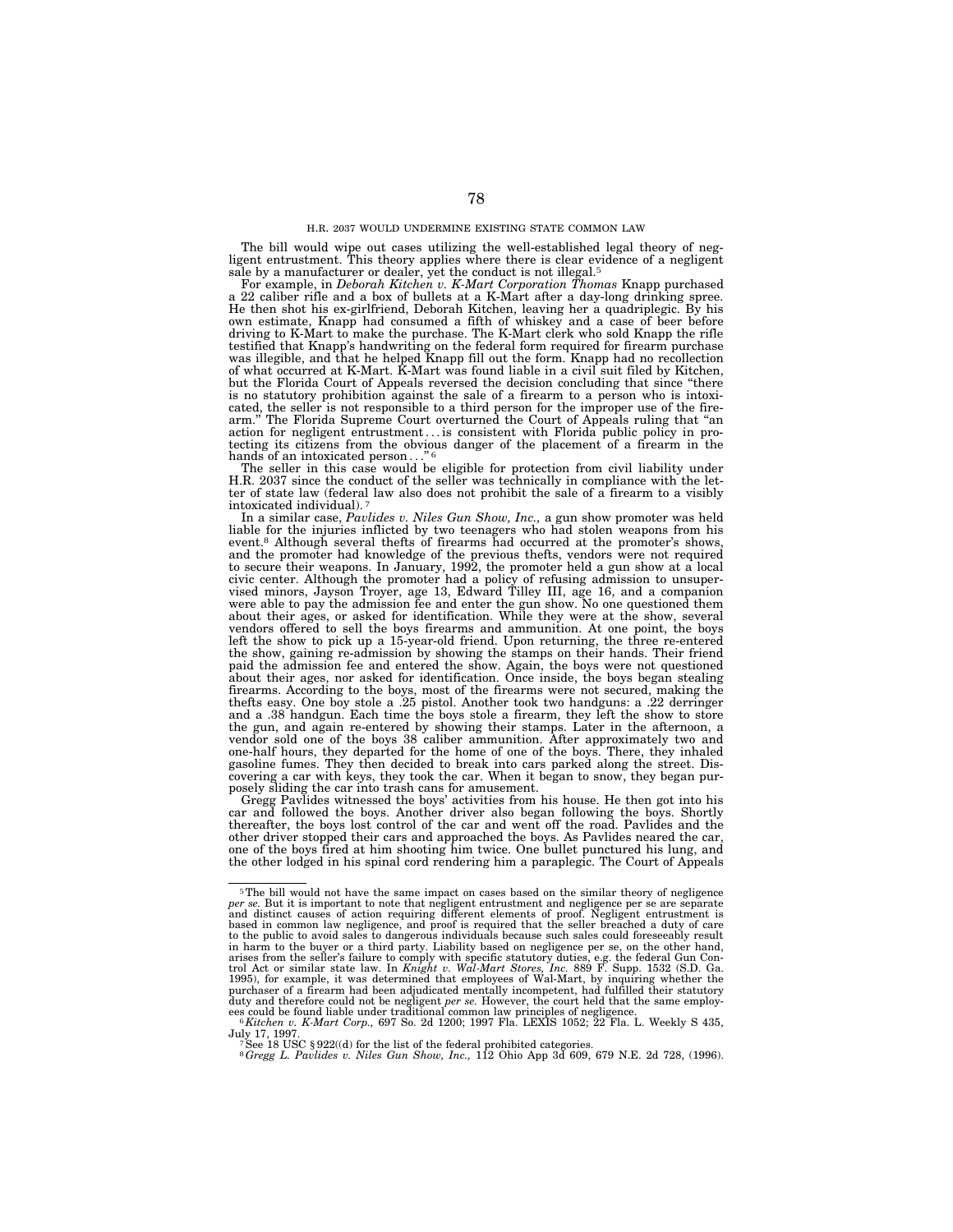## H.R. 2037 WOULD UNDERMINE EXISTING STATE COMMON LAW

The bill would wipe out cases utilizing the well-established legal theory of negligent entrustment. This theory applies where there is clear evidence of a negligent sale by a manufacturer or dealer, yet the conduct is not illegal.[5]

For example, in *Deborah Kitchen v. K-Mart Corporation Thomas* Knapp purchased a 22 caliber rifle and a box of bullets at a K-Mart after a day-long drinking spree. He then shot his ex-girlfriend, Deborah Kitchen, leaving her a quadriplegic. By his own estimate, Knapp had consumed a fifth of whiskey and a case of beer before driving to K-Mart to make the purchase. The K-Mart clerk who sold Knapp the rifle testified that Knapp's handwriting on the federal form required for firearm purchase was illegible, and that he helped Knapp fill out the form. Knapp had no recollection of what occurred at K-Mart. K-Mart was found liable in a civil suit filed by Kitchen, but the Florida Court of Appeals reversed the decision concluding that since "there is no statutory prohibition against the sale of a firearm to a person who is intoxicated, the seller is not responsible to a third person for the improper use of the firearm." The Florida Supreme Court overturned the Court of Appeals ruling that "an action for negligent entrustment . . . is consistent with Florida public policy in protecting its citizens from the obvious danger of the placement of a firearm in the hands of an intoxicated person . . ."[6]

The seller in this case would be eligible for protection from civil liability under H.R. 2037 since the conduct of the seller was technically in compliance with the letter of state law (federal law also does not prohibit the sale of a firearm to a visibly intoxicated individual).[7]

In a similar case, *Pavlides v. Niles Gun Show, Inc.,* a gun show promoter was held liable for the injuries inflicted by two teenagers who had stolen weapons from his event.[8] Although several thefts of firearms had occurred at the promoter's shows, and the promoter had knowledge of the previous thefts, vendors were not required to secure their weapons. In January, 1992, the promoter held a gun show at a local civic center. Although the promoter had a policy of refusing admission to unsupervised minors, Jayson Troyer, age 13, Edward Tilley III, age 16, and a companion were able to pay the admission fee and enter the gun show. No one questioned them about their ages, or asked for identification. While they were at the show, several vendors offered to sell the boys firearms and ammunition. At one point, the boys left the show to pick up a 15-year-old friend. Upon returning, the three re-entered the show, gaining re-admission by showing the stamps on their hands. Their friend paid the admission fee and entered the show. Again, the boys were not questioned about their ages, nor asked for identification. Once inside, the boys began stealing firearms. According to the boys, most of the firearms were not secured, making the thefts easy. One boy stole a .25 pistol. Another took two handguns: a .22 derringer and a .38 handgun. Each time the boys stole a firearm, they left the show to store the gun, and again re-entered by showing their stamps. Later in the afternoon, a vendor sold one of the boys 38 caliber ammunition. After approximately two and one-half hours, they departed for the home of one of the boys. There, they inhaled gasoline fumes. They then decided to break into cars parked along the street. Discovering a car with keys, they took the car. When it began to snow, they began purposely sliding the car into trash cans for amusement.

Gregg Pavlides witnessed the boys' activities from his house. He then got into his car and followed the boys. Another driver also began following the boys. Shortly thereafter, the boys lost control of the car and went off the road. Pavlides and the other driver stopped their cars and approached the boys. As Pavlides neared the car, one of the boys fired at him shooting him twice. One bullet punctured his lung, and the other lodged in his spinal cord rendering him a paraplegic. The Court of Appeals

---

[5] The bill would not have the same impact on cases based on the similar theory of negligence *per se.* But it is important to note that negligent entrustment and negligence per se are separate and distinct causes of action requiring different elements of proof. Negligent entrustment is based in common law negligence, and proof is required that the seller breached a duty of care to the public to avoid sales to dangerous individuals because such sales could foreseeably result in harm to the buyer or a third party. Liability based on negligence per se, on the other hand, arises from the seller's failure to comply with specific statutory duties, e.g. the federal Gun Control Act or similar state law. In *Knight v. Wal-Mart Stores, Inc.* 889 F. Supp. 1532 (S.D. Ga. 1995), for example, it was determined that employees of Wal-Mart, by inquiring whether the purchaser of a firearm had been adjudicated mentally incompetent, had fulfilled their statutory duty and therefore could not be negligent *per se.* However, the court held that the same employees could be found liable under traditional common law principles of negligence.

[6] *Kitchen v. K-Mart Corp.,* 697 So. 2d 1200; 1997 Fla. LEXIS 1052; 22 Fla. L. Weekly S 435, July 17, 1997.

[7] See 18 USC §922((d) for the list of the federal prohibited categories.

[8] *Gregg L. Pavlides v. Niles Gun Show, Inc.,* 112 Ohio App 3d 609, 679 N.E. 2d 728, (1996).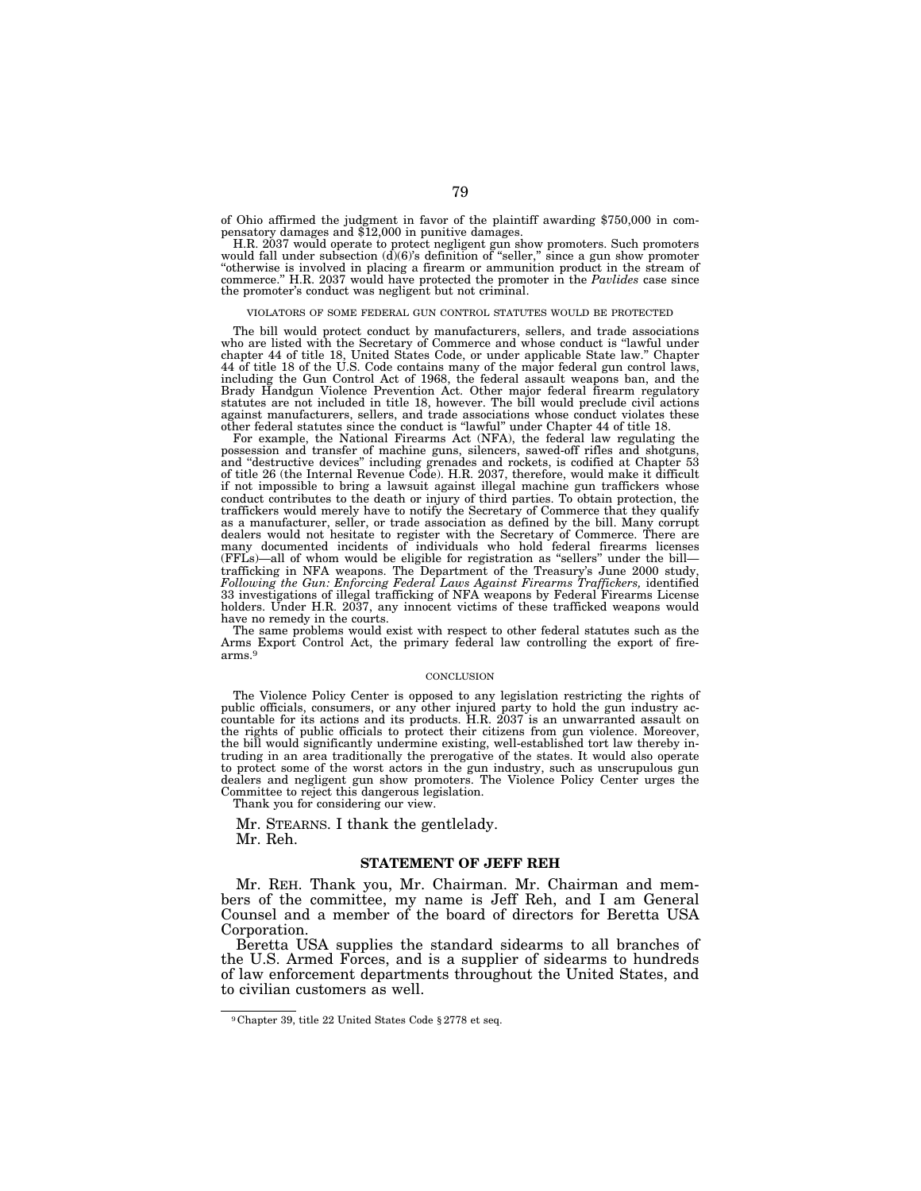of Ohio affirmed the judgment in favor of the plaintiff awarding $750,000 in compensatory damages and $12,000 in punitive damages.

H.R. 2037 would operate to protect negligent gun show promoters. Such promoters would fall under subsection (d)(6)'s definition of "seller," since a gun show promoter "otherwise is involved in placing a firearm or ammunition product in the stream of commerce." H.R. 2037 would have protected the promoter in the *Pavlides* case since the promoter's conduct was negligent but not criminal.

### VIOLATORS OF SOME FEDERAL GUN CONTROL STATUTES WOULD BE PROTECTED

The bill would protect conduct by manufacturers, sellers, and trade associations who are listed with the Secretary of Commerce and whose conduct is "lawful under chapter 44 of title 18, United States Code, or under applicable State law." Chapter 44 of title 18 of the U.S. Code contains many of the major federal gun control laws, including the Gun Control Act of 1968, the federal assault weapons ban, and the Brady Handgun Violence Prevention Act. Other major federal firearm regulatory statutes are not included in title 18, however. The bill would preclude civil actions against manufacturers, sellers, and trade associations whose conduct violates these other federal statutes since the conduct is "lawful" under Chapter 44 of title 18.

For example, the National Firearms Act (NFA), the federal law regulating the possession and transfer of machine guns, silencers, sawed-off rifles and shotguns, and "destructive devices" including grenades and rockets, is codified at Chapter 53 of title 26 (the Internal Revenue Code). H.R. 2037, therefore, would make it difficult if not impossible to bring a lawsuit against illegal machine gun traffickers whose conduct contributes to the death or injury of third parties. To obtain protection, the traffickers would merely have to notify the Secretary of Commerce that they qualify as a manufacturer, seller, or trade association as defined by the bill. Many corrupt dealers would not hesitate to register with the Secretary of Commerce. There are many documented incidents of individuals who hold federal firearms licenses (FFLs)—all of whom would be eligible for registration as "sellers" under the bill—trafficking in NFA weapons. The Department of the Treasury's June 2000 study, *Following the Gun: Enforcing Federal Laws Against Firearms Traffickers,* identified 33 investigations of illegal trafficking of NFA weapons by Federal Firearms License holders. Under H.R. 2037, any innocent victims of these trafficked weapons would have no remedy in the courts.

The same problems would exist with respect to other federal statutes such as the Arms Export Control Act, the primary federal law controlling the export of firearms.[9]

### CONCLUSION

The Violence Policy Center is opposed to any legislation restricting the rights of public officials, consumers, or any other injured party to hold the gun industry accountable for its actions and its products. H.R. 2037 is an unwarranted assault on the rights of public officials to protect their citizens from gun violence. Moreover, the bill would significantly undermine existing, well-established tort law thereby intruding in an area traditionally the prerogative of the states. It would also operate to protect some of the worst actors in the gun industry, such as unscrupulous gun dealers and negligent gun show promoters. The Violence Policy Center urges the Committee to reject this dangerous legislation.

Thank you for considering our view.

Mr. STEARNS. I thank the gentlelady.

Mr. Reh.

## STATEMENT OF JEFF REH

Mr. REH. Thank you, Mr. Chairman. Mr. Chairman and members of the committee, my name is Jeff Reh, and I am General Counsel and a member of the board of directors for Beretta USA Corporation.

Beretta USA supplies the standard sidearms to all branches of the U.S. Armed Forces, and is a supplier of sidearms to hundreds of law enforcement departments throughout the United States, and to civilian customers as well.

---

[9] Chapter 39, title 22 United States Code § 2778 et seq.